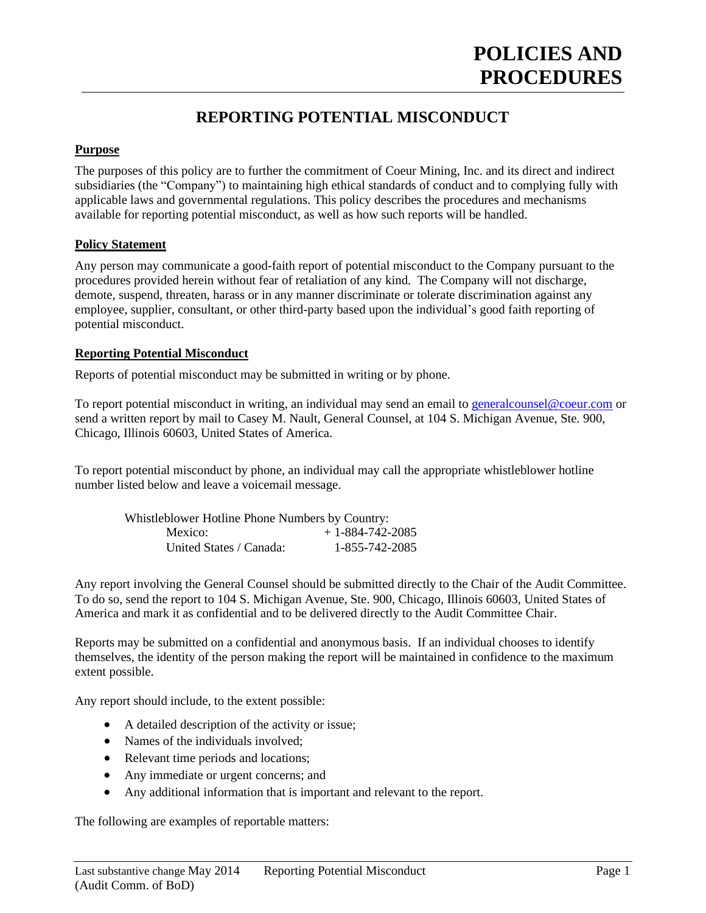# POLICIES AND PROCEDURES

## REPORTING POTENTIAL MISCONDUCT

### Purpose

The purposes of this policy are to further the commitment of Coeur Mining, Inc. and its direct and indirect subsidiaries (the "Company") to maintaining high ethical standards of conduct and to complying fully with applicable laws and governmental regulations. This policy describes the procedures and mechanisms available for reporting potential misconduct, as well as how such reports will be handled.

### Policy Statement

Any person may communicate a good-faith report of potential misconduct to the Company pursuant to the procedures provided herein without fear of retaliation of any kind. The Company will not discharge, demote, suspend, threaten, harass or in any manner discriminate or tolerate discrimination against any employee, supplier, consultant, or other third-party based upon the individual's good faith reporting of potential misconduct.

### Reporting Potential Misconduct

Reports of potential misconduct may be submitted in writing or by phone.

To report potential misconduct in writing, an individual may send an email to generalcounsel@coeur.com or send a written report by mail to Casey M. Nault, General Counsel, at 104 S. Michigan Avenue, Ste. 900, Chicago, Illinois 60603, United States of America.

To report potential misconduct by phone, an individual may call the appropriate whistleblower hotline number listed below and leave a voicemail message.

Whistleblower Hotline Phone Numbers by Country:

| | |
|---|---|
| Mexico: | + 1-884-742-2085 |
| United States / Canada: | 1-855-742-2085 |

Any report involving the General Counsel should be submitted directly to the Chair of the Audit Committee. To do so, send the report to 104 S. Michigan Avenue, Ste. 900, Chicago, Illinois 60603, United States of America and mark it as confidential and to be delivered directly to the Audit Committee Chair.

Reports may be submitted on a confidential and anonymous basis. If an individual chooses to identify themselves, the identity of the person making the report will be maintained in confidence to the maximum extent possible.

Any report should include, to the extent possible:

- A detailed description of the activity or issue;
- Names of the individuals involved;
- Relevant time periods and locations;
- Any immediate or urgent concerns; and
- Any additional information that is important and relevant to the report.

The following are examples of reportable matters: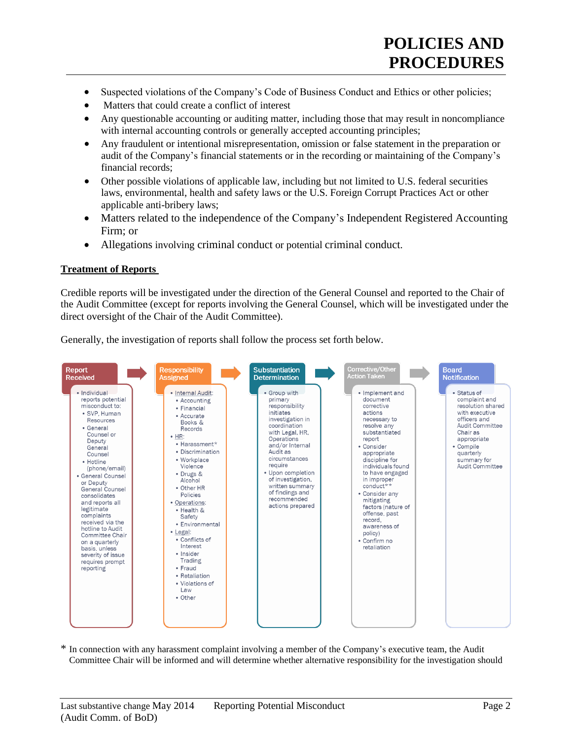- Suspected violations of the Company's Code of Business Conduct and Ethics or other policies;
- Matters that could create a conflict of interest
- Any questionable accounting or auditing matter, including those that may result in noncompliance with internal accounting controls or generally accepted accounting principles;
- Any fraudulent or intentional misrepresentation, omission or false statement in the preparation or audit of the Company's financial statements or in the recording or maintaining of the Company's financial records;
- Other possible violations of applicable law, including but not limited to U.S. federal securities laws, environmental, health and safety laws or the U.S. Foreign Corrupt Practices Act or other applicable anti-bribery laws;
- Matters related to the independence of the Company's Independent Registered Accounting Firm; or
- Allegations involving criminal conduct or potential criminal conduct.

**<u>Treatment of Reports</u>**

Credible reports will be investigated under the direction of the General Counsel and reported to the Chair of the Audit Committee (except for reports involving the General Counsel, which will be investigated under the direct oversight of the Chair of the Audit Committee).

Generally, the investigation of reports shall follow the process set forth below.

**Report Received** →
- Individual reports potential misconduct to:
  - SVP, Human Resources
  - General Counsel or Deputy General Counsel
  - Hotline (phone/email)
- General Counsel or Deputy General Counsel consolidates and reports all legitimate complaints received via the hotline to Audit Committee Chair on a quarterly basis, unless severity of issue requires prompt reporting

**Responsibility Assigned** →
- Internal Audit:
  - Accounting
  - Financial
  - Accurate Books & Records
- HR:
  - Harassment*
  - Discrimination
  - Workplace Violence
  - Drugs & Alcohol
  - Other HR Policies
- Operations:
  - Health & Safety
  - Environmental
- Legal:
  - Conflicts of Interest
  - Insider Trading
  - Fraud
  - Retaliation
  - Violations of Law
  - Other

**Substantiation Determination** →
- Group with primary responsibility initiates investigation in coordination with Legal, HR, Operations and/or Internal Audit as circumstances require
- Upon completion of investigation, written summary of findings and recommended actions prepared

**Corrective/Other Action Taken** →
- Implement and document corrective actions necessary to resolve any substantiated report
- Consider appropriate discipline for individuals found to have engaged in improper conduct**
- Consider any mitigating factors (nature of offense, past record, awareness of policy)
- Confirm no retaliation

**Board Notification**
- Status of complaint and resolution shared with executive officers and Audit Committee Chair as appropriate
- Compile quarterly summary for Audit Committee

* In connection with any harassment complaint involving a member of the Company's executive team, the Audit Committee Chair will be informed and will determine whether alternative responsibility for the investigation should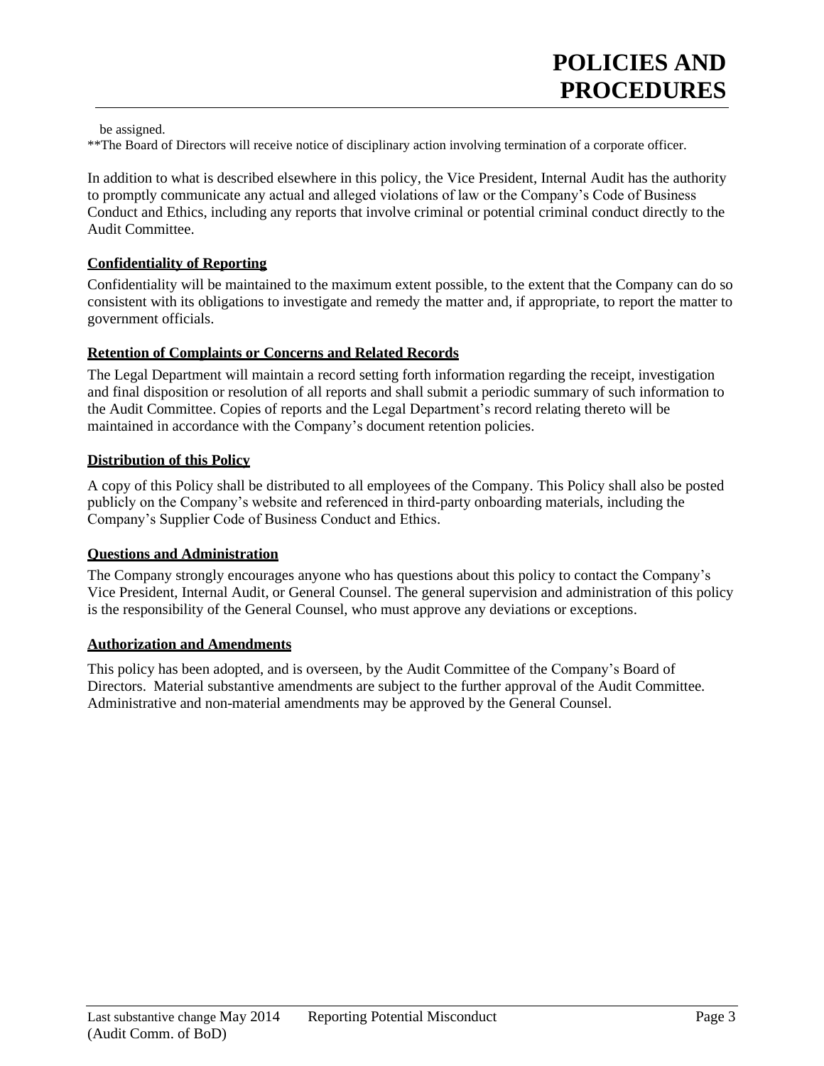be assigned.

**The Board of Directors will receive notice of disciplinary action involving termination of a corporate officer.

In addition to what is described elsewhere in this policy, the Vice President, Internal Audit has the authority to promptly communicate any actual and alleged violations of law or the Company's Code of Business Conduct and Ethics, including any reports that involve criminal or potential criminal conduct directly to the Audit Committee.

**Confidentiality of Reporting**

Confidentiality will be maintained to the maximum extent possible, to the extent that the Company can do so consistent with its obligations to investigate and remedy the matter and, if appropriate, to report the matter to government officials.

**Retention of Complaints or Concerns and Related Records**

The Legal Department will maintain a record setting forth information regarding the receipt, investigation and final disposition or resolution of all reports and shall submit a periodic summary of such information to the Audit Committee. Copies of reports and the Legal Department's record relating thereto will be maintained in accordance with the Company's document retention policies.

**Distribution of this Policy**

A copy of this Policy shall be distributed to all employees of the Company. This Policy shall also be posted publicly on the Company's website and referenced in third-party onboarding materials, including the Company's Supplier Code of Business Conduct and Ethics.

**Questions and Administration**

The Company strongly encourages anyone who has questions about this policy to contact the Company's Vice President, Internal Audit, or General Counsel. The general supervision and administration of this policy is the responsibility of the General Counsel, who must approve any deviations or exceptions.

**Authorization and Amendments**

This policy has been adopted, and is overseen, by the Audit Committee of the Company's Board of Directors. Material substantive amendments are subject to the further approval of the Audit Committee. Administrative and non-material amendments may be approved by the General Counsel.